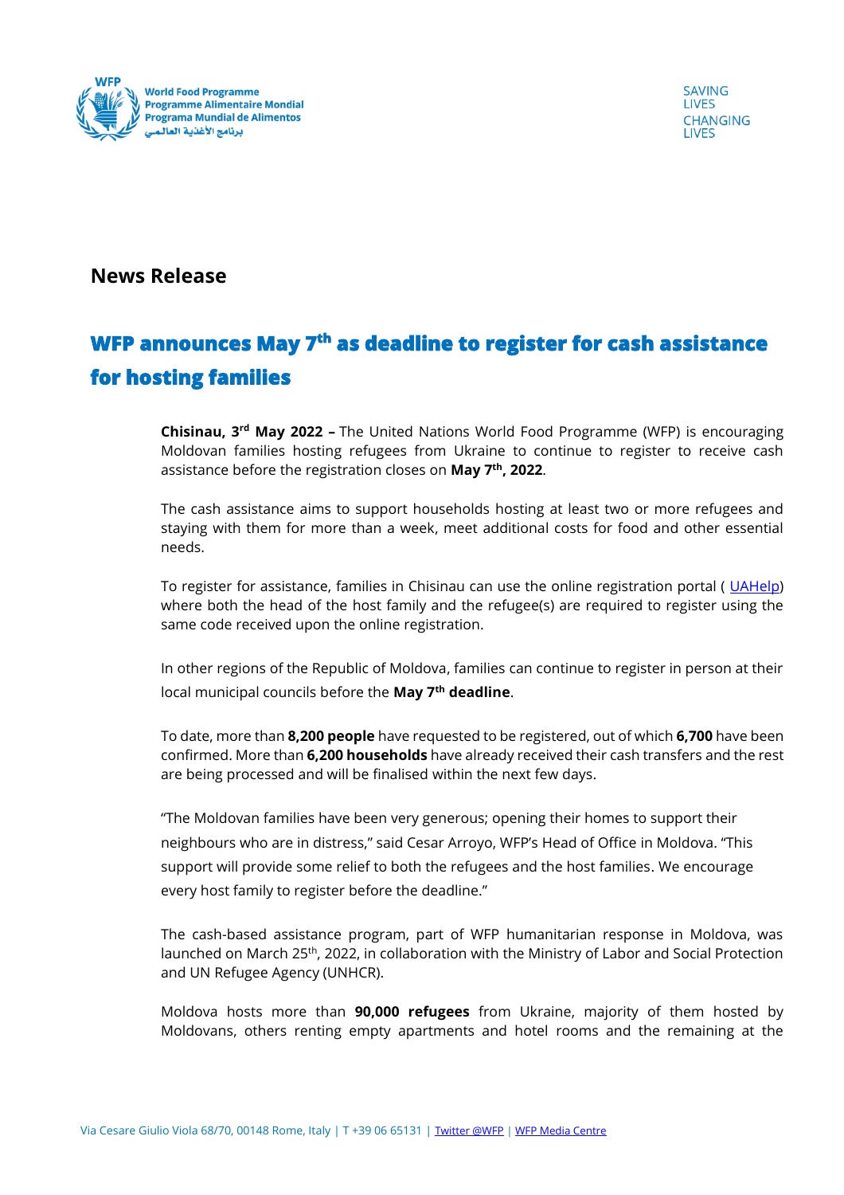# News Release

## WFP announces May 7th as deadline to register for cash assistance for hosting families

**Chisinau, 3rd May 2022 –** The United Nations World Food Programme (WFP) is encouraging Moldovan families hosting refugees from Ukraine to continue to register to receive cash assistance before the registration closes on **May 7th, 2022**.

The cash assistance aims to support households hosting at least two or more refugees and staying with them for more than a week, meet additional costs for food and other essential needs.

To register for assistance, families in Chisinau can use the online registration portal ( UAHelp) where both the head of the host family and the refugee(s) are required to register using the same code received upon the online registration.

In other regions of the Republic of Moldova, families can continue to register in person at their local municipal councils before the **May 7th deadline**.

To date, more than **8,200 people** have requested to be registered, out of which **6,700** have been confirmed. More than **6,200 households** have already received their cash transfers and the rest are being processed and will be finalised within the next few days.

"The Moldovan families have been very generous; opening their homes to support their neighbours who are in distress," said Cesar Arroyo, WFP's Head of Office in Moldova. "This support will provide some relief to both the refugees and the host families. We encourage every host family to register before the deadline."

The cash-based assistance program, part of WFP humanitarian response in Moldova, was launched on March 25th, 2022, in collaboration with the Ministry of Labor and Social Protection and UN Refugee Agency (UNHCR).

Moldova hosts more than **90,000 refugees** from Ukraine, majority of them hosted by Moldovans, others renting empty apartments and hotel rooms and the remaining at the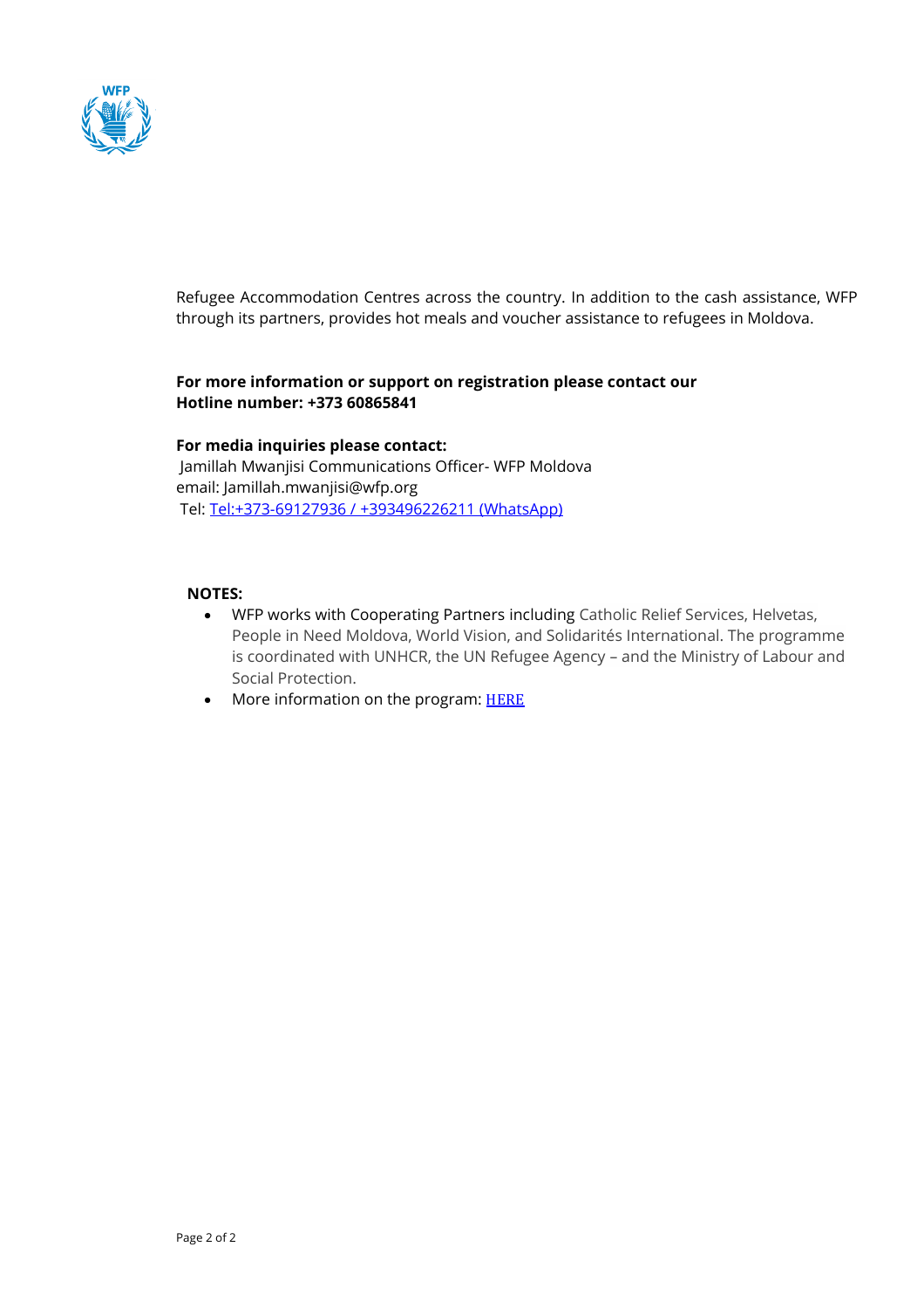Refugee Accommodation Centres across the country. In addition to the cash assistance, WFP through its partners, provides hot meals and voucher assistance to refugees in Moldova.

**For more information or support on registration please contact our Hotline number: +373 60865841**

**For media inquiries please contact:**
Jamillah Mwanjisi Communications Officer- WFP Moldova
email: Jamillah.mwanjisi@wfp.org
Tel: Tel:+373-69127936 / +393496226211 (WhatsApp)

**NOTES:**

- WFP works with Cooperating Partners including Catholic Relief Services, Helvetas, People in Need Moldova, World Vision, and Solidarités International. The programme is coordinated with UNHCR, the UN Refugee Agency – and the Ministry of Labour and Social Protection.
- More information on the program: HERE